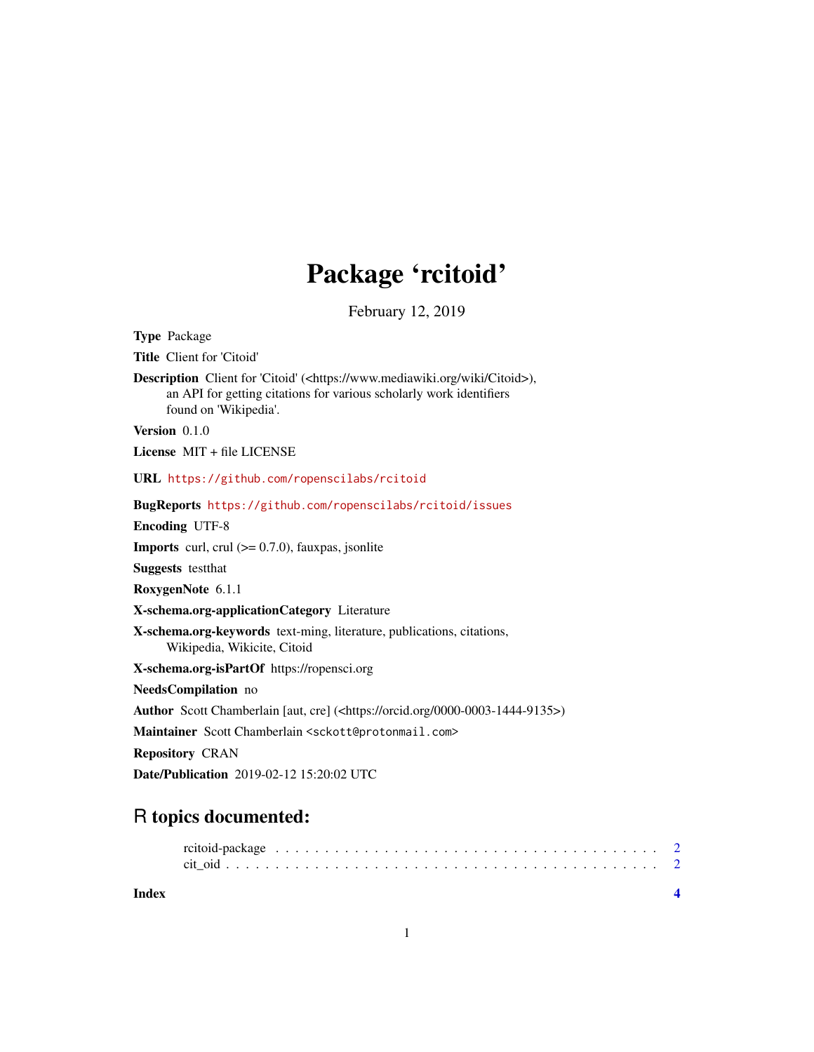# Package 'rcitoid'

February 12, 2019

**Type** Package

**Title** Client for 'Citoid'

**Description** Client for 'Citoid' (<https://www.mediawiki.org/wiki/Citoid>), an API for getting citations for various scholarly work identifiers found on 'Wikipedia'.

**Version** 0.1.0

**License** MIT + file LICENSE

**URL** https://github.com/ropenscilabs/rcitoid

**BugReports** https://github.com/ropenscilabs/rcitoid/issues

**Encoding** UTF-8

**Imports** curl, crul (>= 0.7.0), fauxpas, jsonlite

**Suggests** testthat

**RoxygenNote** 6.1.1

**X-schema.org-applicationCategory** Literature

**X-schema.org-keywords** text-ming, literature, publications, citations, Wikipedia, Wikicite, Citoid

**X-schema.org-isPartOf** https://ropensci.org

**NeedsCompilation** no

**Author** Scott Chamberlain [aut, cre] (<https://orcid.org/0000-0003-1444-9135>)

**Maintainer** Scott Chamberlain <sckott@protonmail.com>

**Repository** CRAN

**Date/Publication** 2019-02-12 15:20:02 UTC

## R topics documented:

rcitoid-package . . . . . . . . . . . . . . . . . . . . . . . . . . . . . . . . . . . . . . 2
cit_oid . . . . . . . . . . . . . . . . . . . . . . . . . . . . . . . . . . . . . . . . . . 2

**Index** **4**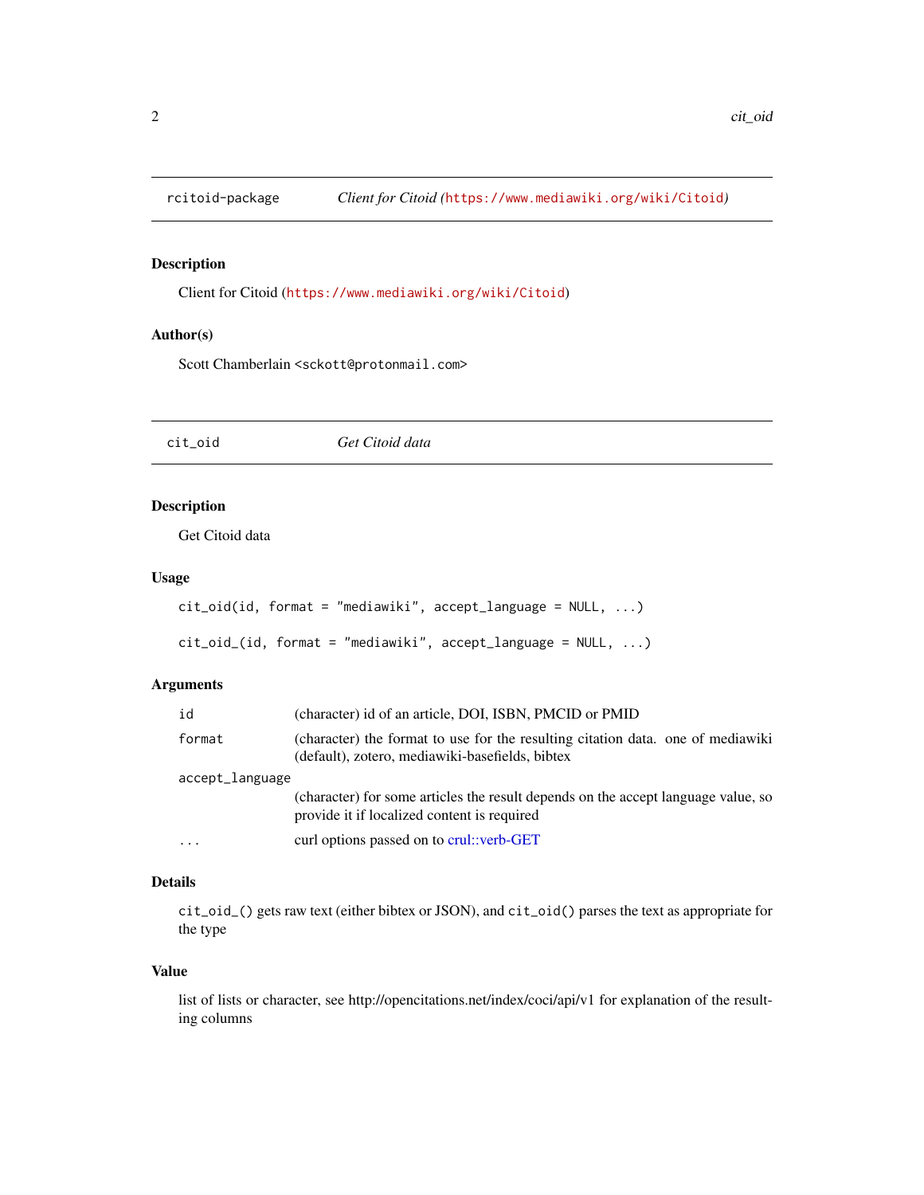## rcitoid-package    *Client for Citoid (https://www.mediawiki.org/wiki/Citoid)*

### Description

Client for Citoid (https://www.mediawiki.org/wiki/Citoid)

### Author(s)

Scott Chamberlain <sckott@protonmail.com>

## cit_oid    *Get Citoid data*

### Description

Get Citoid data

### Usage

```
cit_oid(id, format = "mediawiki", accept_language = NULL, ...)

cit_oid_(id, format = "mediawiki", accept_language = NULL, ...)
```

### Arguments

| | |
|---|---|
| `id` | (character) id of an article, DOI, ISBN, PMCID or PMID |
| `format` | (character) the format to use for the resulting citation data. one of mediawiki (default), zotero, mediawiki-basefields, bibtex |
| `accept_language` | (character) for some articles the result depends on the accept language value, so provide it if localized content is required |
| `...` | curl options passed on to crul::verb-GET |

### Details

`cit_oid_()` gets raw text (either bibtex or JSON), and `cit_oid()` parses the text as appropriate for the type

### Value

list of lists or character, see http://opencitations.net/index/coci/api/v1 for explanation of the resulting columns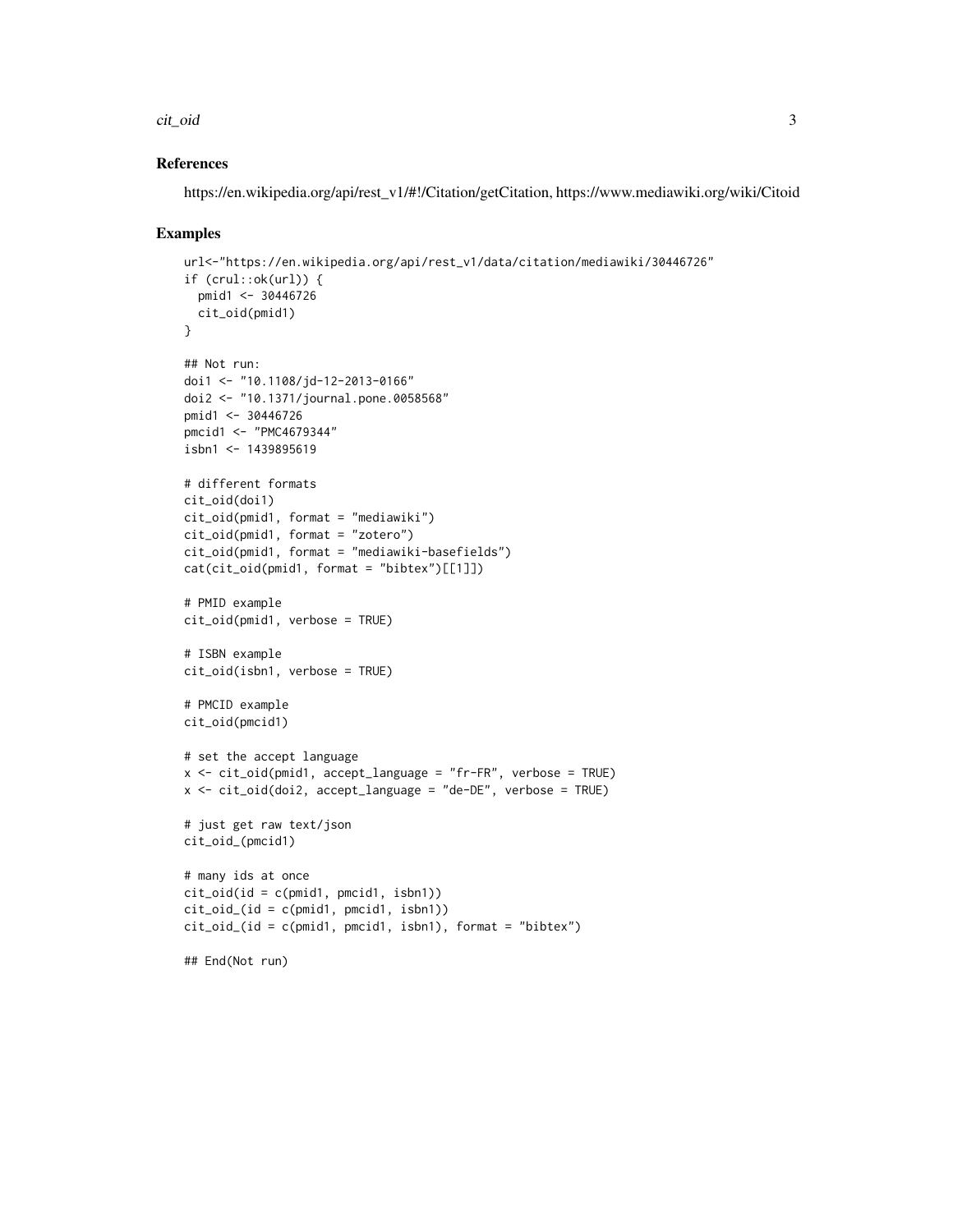## References

https://en.wikipedia.org/api/rest_v1/#!/Citation/getCitation, https://www.mediawiki.org/wiki/Citoid

## Examples

```
url<-"https://en.wikipedia.org/api/rest_v1/data/citation/mediawiki/30446726"
if (crul::ok(url)) {
  pmid1 <- 30446726
  cit_oid(pmid1)
}

## Not run:
doi1 <- "10.1108/jd-12-2013-0166"
doi2 <- "10.1371/journal.pone.0058568"
pmid1 <- 30446726
pmcid1 <- "PMC4679344"
isbn1 <- 1439895619

# different formats
cit_oid(doi1)
cit_oid(pmid1, format = "mediawiki")
cit_oid(pmid1, format = "zotero")
cit_oid(pmid1, format = "mediawiki-basefields")
cat(cit_oid(pmid1, format = "bibtex")[[1]])

# PMID example
cit_oid(pmid1, verbose = TRUE)

# ISBN example
cit_oid(isbn1, verbose = TRUE)

# PMCID example
cit_oid(pmcid1)

# set the accept language
x <- cit_oid(pmid1, accept_language = "fr-FR", verbose = TRUE)
x <- cit_oid(doi2, accept_language = "de-DE", verbose = TRUE)

# just get raw text/json
cit_oid_(pmcid1)

# many ids at once
cit_oid(id = c(pmid1, pmcid1, isbn1))
cit_oid_(id = c(pmid1, pmcid1, isbn1))
cit_oid_(id = c(pmid1, pmcid1, isbn1), format = "bibtex")

## End(Not run)
```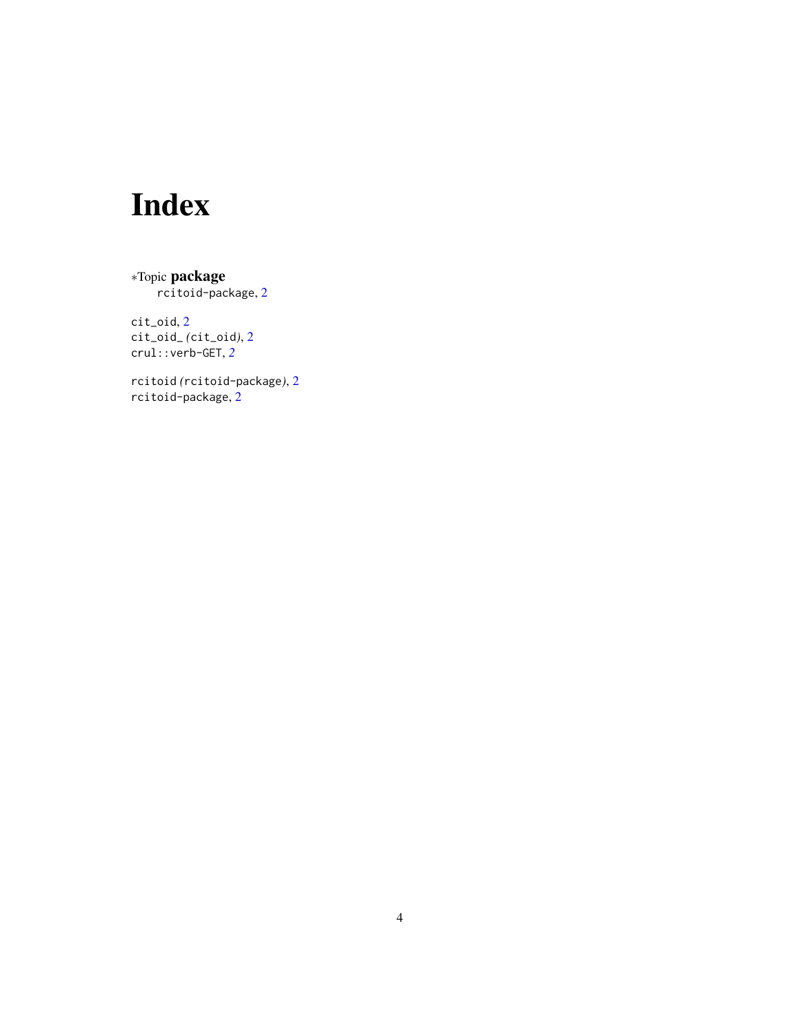# Index

*Topic **package**
    rcitoid-package, 2

cit_oid, 2
cit_oid_ (cit_oid), 2
crul::verb-GET, *2*

rcitoid (rcitoid-package), 2
rcitoid-package, 2